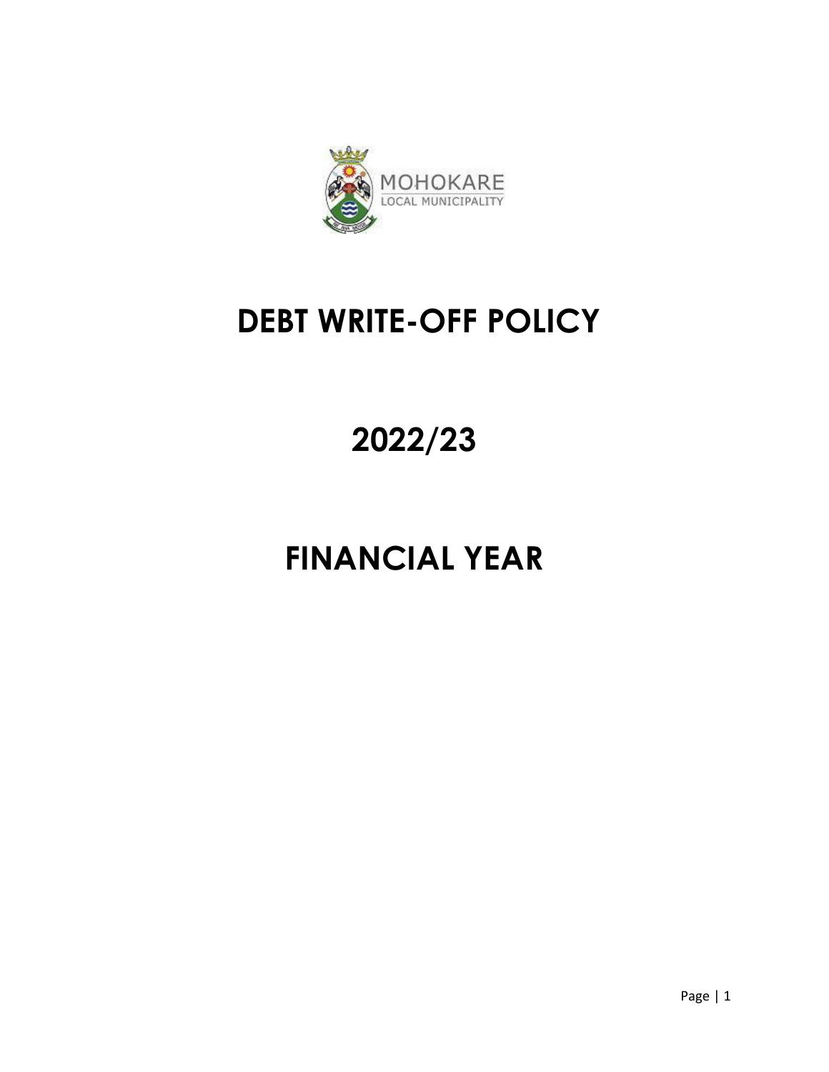MOHOKARE
LOCAL MUNICIPALITY

# DEBT WRITE-OFF POLICY

# 2022/23

# FINANCIAL YEAR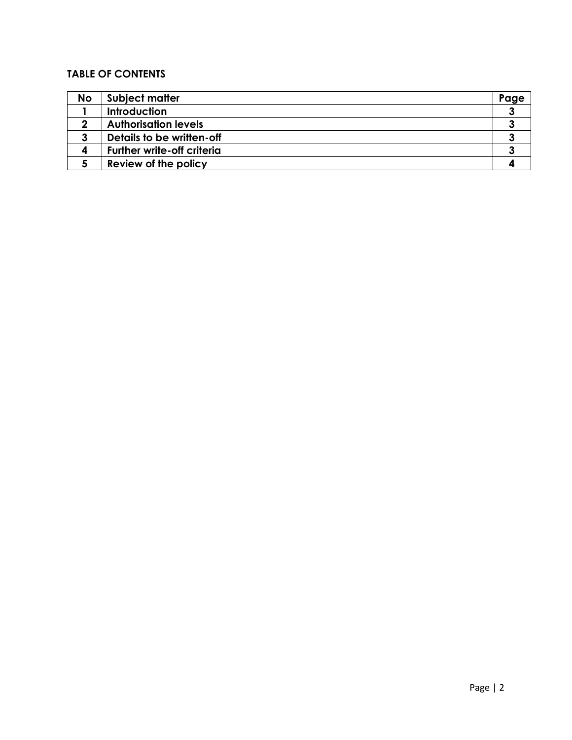**TABLE OF CONTENTS**

| No | Subject matter | Page |
|---|---|---|
| 1 | Introduction | 3 |
| 2 | Authorisation levels | 3 |
| 3 | Details to be written-off | 3 |
| 4 | Further write-off criteria | 3 |
| 5 | Review of the policy | 4 |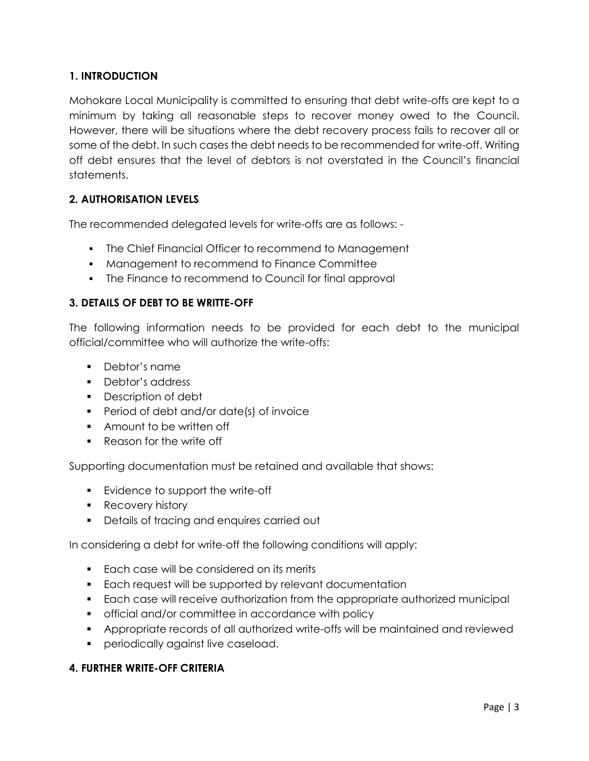## 1. INTRODUCTION

Mohokare Local Municipality is committed to ensuring that debt write-offs are kept to a minimum by taking all reasonable steps to recover money owed to the Council. However, there will be situations where the debt recovery process fails to recover all or some of the debt. In such cases the debt needs to be recommended for write-off. Writing off debt ensures that the level of debtors is not overstated in the Council's financial statements.

## 2. AUTHORISATION LEVELS

The recommended delegated levels for write-offs are as follows: -

- The Chief Financial Officer to recommend to Management
- Management to recommend to Finance Committee
- The Finance to recommend to Council for final approval

## 3. DETAILS OF DEBT TO BE WRITTE-OFF

The following information needs to be provided for each debt to the municipal official/committee who will authorize the write-offs:

- Debtor's name
- Debtor's address
- Description of debt
- Period of debt and/or date(s) of invoice
- Amount to be written off
- Reason for the write off

Supporting documentation must be retained and available that shows:

- Evidence to support the write-off
- Recovery history
- Details of tracing and enquires carried out

In considering a debt for write-off the following conditions will apply:

- Each case will be considered on its merits
- Each request will be supported by relevant documentation
- Each case will receive authorization from the appropriate authorized municipal
- official and/or committee in accordance with policy
- Appropriate records of all authorized write-offs will be maintained and reviewed
- periodically against live caseload.

## 4. FURTHER WRITE-OFF CRITERIA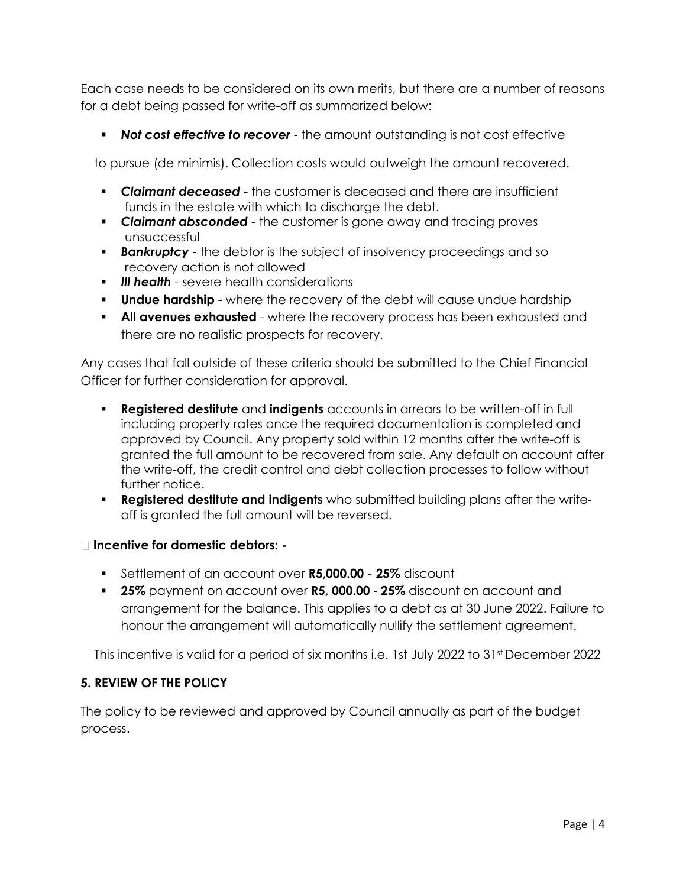Each case needs to be considered on its own merits, but there are a number of reasons for a debt being passed for write-off as summarized below:

- ***Not cost effective to recover*** - the amount outstanding is not cost effective to pursue (de minimis). Collection costs would outweigh the amount recovered.
- ***Claimant deceased*** - the customer is deceased and there are insufficient funds in the estate with which to discharge the debt.
- ***Claimant absconded*** - the customer is gone away and tracing proves unsuccessful
- ***Bankruptcy*** - the debtor is the subject of insolvency proceedings and so recovery action is not allowed
- ***Ill health*** - severe health considerations
- **Undue hardship** - where the recovery of the debt will cause undue hardship
- **All avenues exhausted** - where the recovery process has been exhausted and there are no realistic prospects for recovery.

Any cases that fall outside of these criteria should be submitted to the Chief Financial Officer for further consideration for approval.

- **Registered destitute** and **indigents** accounts in arrears to be written-off in full including property rates once the required documentation is completed and approved by Council. Any property sold within 12 months after the write-off is granted the full amount to be recovered from sale. Any default on account after the write-off, the credit control and debt collection processes to follow without further notice.
- **Registered destitute and indigents** who submitted building plans after the write-off is granted the full amount will be reversed.

**Incentive for domestic debtors: -**

- Settlement of an account over **R5,000.00 - 25%** discount
- **25%** payment on account over **R5, 000.00** - **25%** discount on account and arrangement for the balance. This applies to a debt as at 30 June 2022. Failure to honour the arrangement will automatically nullify the settlement agreement.

This incentive is valid for a period of six months i.e. 1st July 2022 to 31st December 2022

## 5. REVIEW OF THE POLICY

The policy to be reviewed and approved by Council annually as part of the budget process.